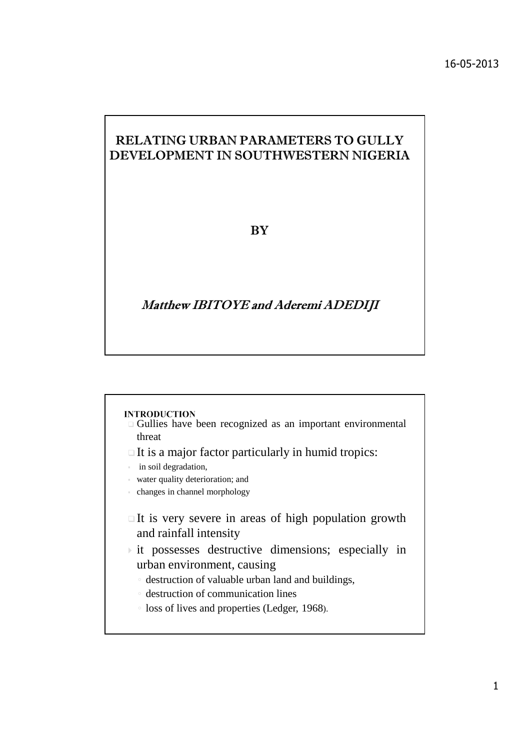# RELATING URBAN PARAMETERS TO GULLY DEVELOPMENT IN SOUTHWESTERN NIGERIA

BY

*Matthew IBITOYE and Aderemi ADEDIJI*

## INTRODUCTION

- Gullies have been recognized as an important environmental threat
- It is a major factor particularly in humid tropics:
  - in soil degradation,
  - water quality deterioration; and
  - changes in channel morphology
- It is very severe in areas of high population growth and rainfall intensity
- it possesses destructive dimensions; especially in urban environment, causing
  - destruction of valuable urban land and buildings,
  - destruction of communication lines
  - loss of lives and properties (Ledger, 1968).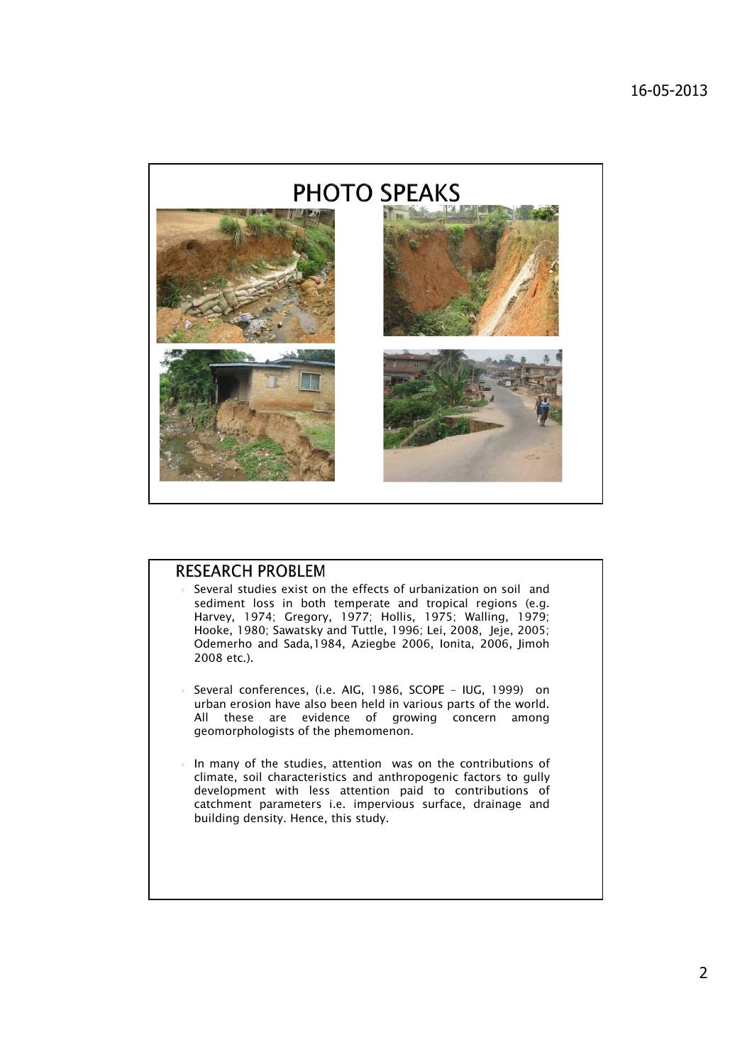## PHOTO SPEAKS

## RESEARCH PROBLEM

- Several studies exist on the effects of urbanization on soil and sediment loss in both temperate and tropical regions (e.g. Harvey, 1974; Gregory, 1977; Hollis, 1975; Walling, 1979; Hooke, 1980; Sawatsky and Tuttle, 1996; Lei, 2008, Jeje, 2005; Odemerho and Sada,1984, Aziegbe 2006, Ionita, 2006, Jimoh 2008 etc.).
- Several conferences, (i.e. AIG, 1986, SCOPE – IUG, 1999) on urban erosion have also been held in various parts of the world. All these are evidence of growing concern among geomorphologists of the phemomenon.
- In many of the studies, attention was on the contributions of climate, soil characteristics and anthropogenic factors to gully development with less attention paid to contributions of catchment parameters i.e. impervious surface, drainage and building density. Hence, this study.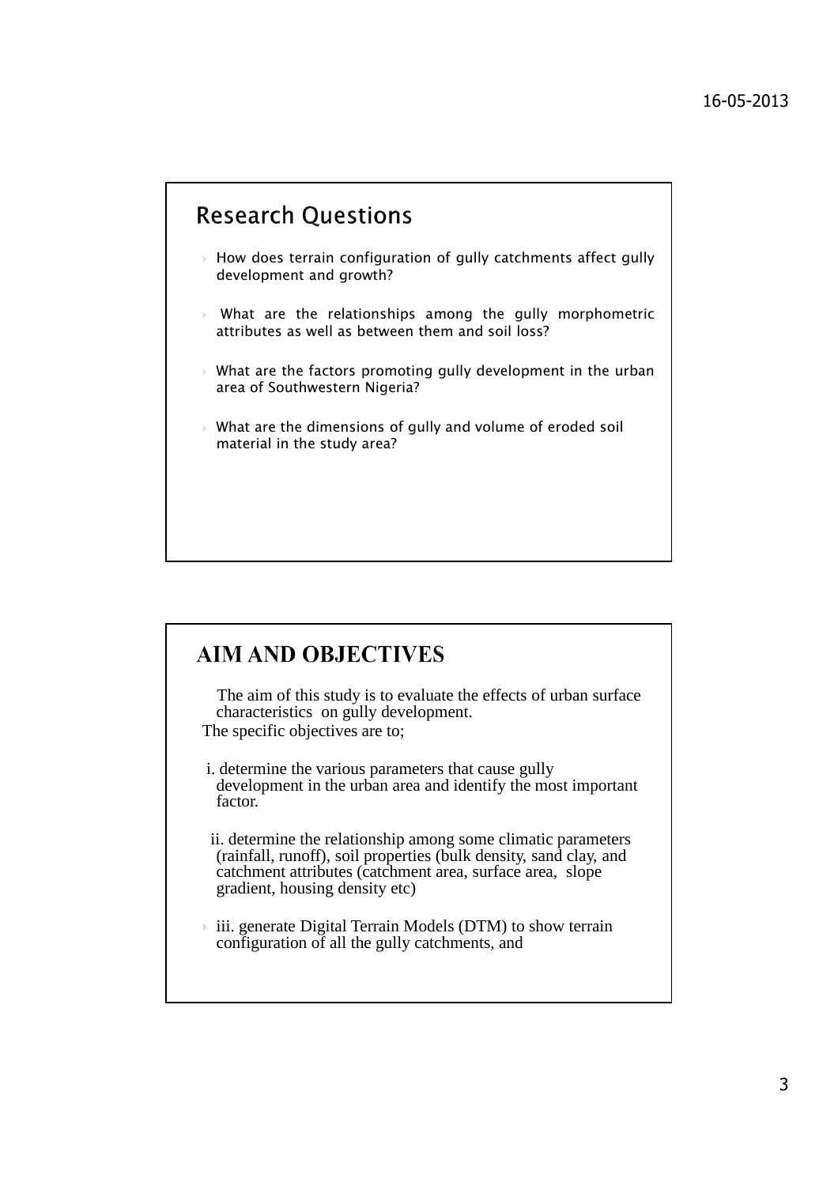## Research Questions

- How does terrain configuration of gully catchments affect gully development and growth?
- What are the relationships among the gully morphometric attributes as well as between them and soil loss?
- What are the factors promoting gully development in the urban area of Southwestern Nigeria?
- What are the dimensions of gully and volume of eroded soil material in the study area?

## AIM AND OBJECTIVES

The aim of this study is to evaluate the effects of urban surface characteristics on gully development.

The specific objectives are to;

i. determine the various parameters that cause gully development in the urban area and identify the most important factor.

ii. determine the relationship among some climatic parameters (rainfall, runoff), soil properties (bulk density, sand clay, and catchment attributes (catchment area, surface area, slope gradient, housing density etc)

iii. generate Digital Terrain Models (DTM) to show terrain configuration of all the gully catchments, and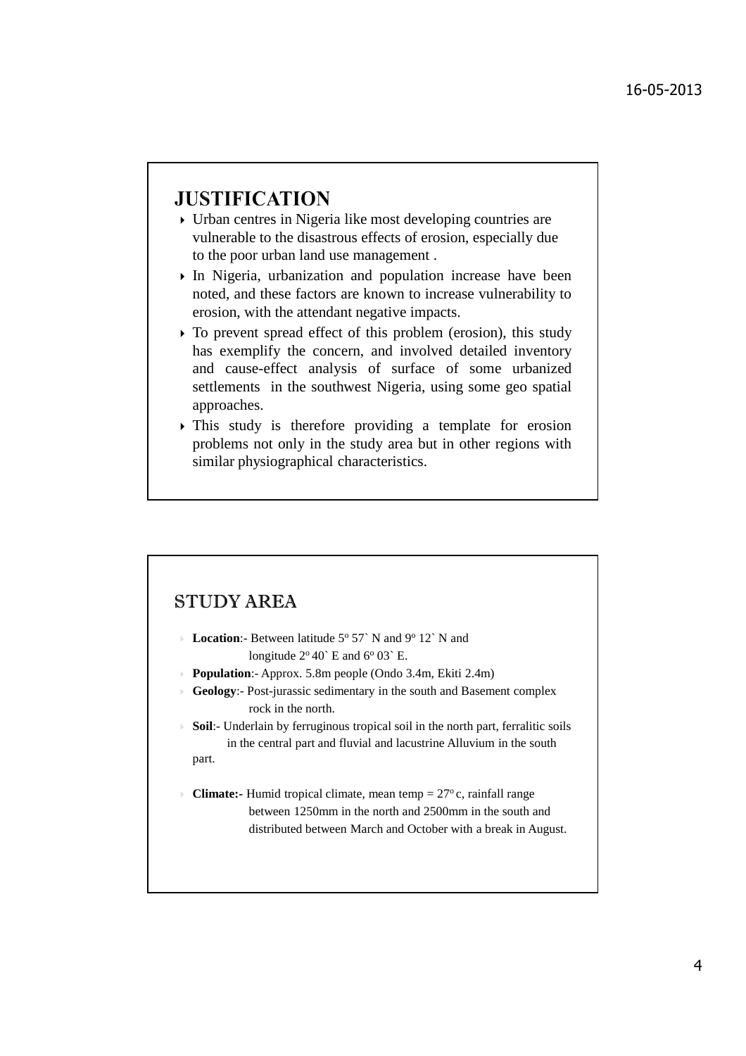## JUSTIFICATION

- Urban centres in Nigeria like most developing countries are vulnerable to the disastrous effects of erosion, especially due to the poor urban land use management .
- In Nigeria, urbanization and population increase have been noted, and these factors are known to increase vulnerability to erosion, with the attendant negative impacts.
- To prevent spread effect of this problem (erosion), this study has exemplify the concern, and involved detailed inventory and cause-effect analysis of surface of some urbanized settlements in the southwest Nigeria, using some geo spatial approaches.
- This study is therefore providing a template for erosion problems not only in the study area but in other regions with similar physiographical characteristics.

## STUDY AREA

- **Location**:- Between latitude 5° 57` N and 9° 12` N and longitude 2° 40` E and 6° 03` E.
- **Population**:- Approx. 5.8m people (Ondo 3.4m, Ekiti 2.4m)
- **Geology**:- Post-jurassic sedimentary in the south and Basement complex rock in the north.
- **Soil**:- Underlain by ferruginous tropical soil in the north part, ferralitic soils in the central part and fluvial and lacustrine Alluvium in the south part.
- **Climate:-** Humid tropical climate, mean temp = 27° c, rainfall range between 1250mm in the north and 2500mm in the south and distributed between March and October with a break in August.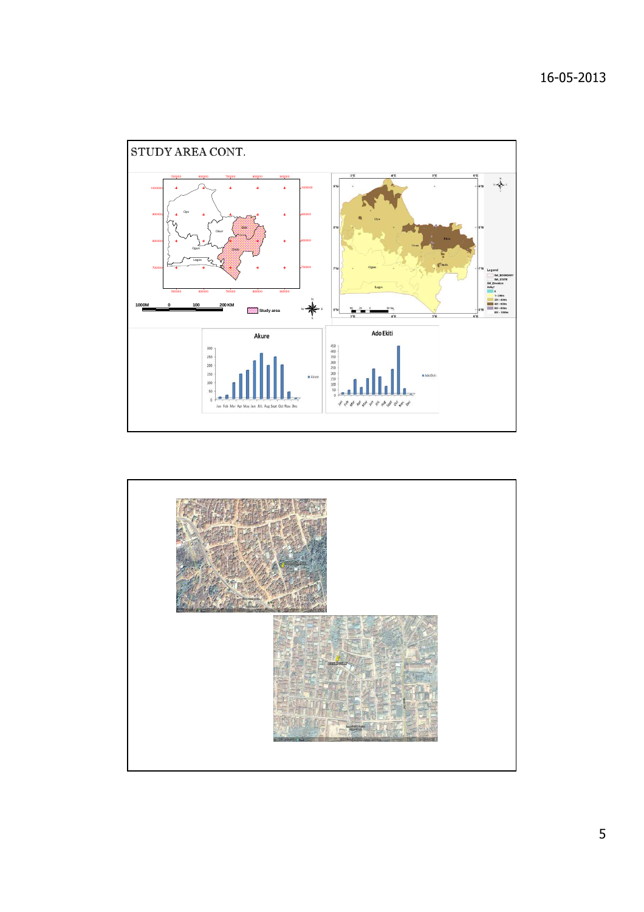# STUDY AREA CONT.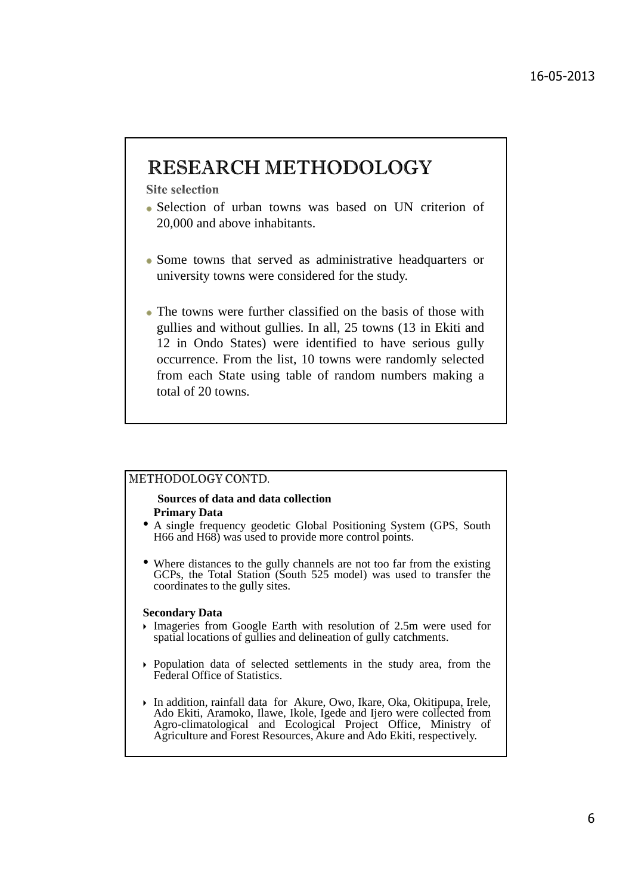# RESEARCH METHODOLOGY

**Site selection**

- Selection of urban towns was based on UN criterion of 20,000 and above inhabitants.
- Some towns that served as administrative headquarters or university towns were considered for the study.
- The towns were further classified on the basis of those with gullies and without gullies. In all, 25 towns (13 in Ekiti and 12 in Ondo States) were identified to have serious gully occurrence. From the list, 10 towns were randomly selected from each State using table of random numbers making a total of 20 towns.

# METHODOLOGY CONTD.

**Sources of data and data collection**

**Primary Data**

- A single frequency geodetic Global Positioning System (GPS, South H66 and H68) was used to provide more control points.
- Where distances to the gully channels are not too far from the existing GCPs, the Total Station (South 525 model) was used to transfer the coordinates to the gully sites.

**Secondary Data**

- Imageries from Google Earth with resolution of 2.5m were used for spatial locations of gullies and delineation of gully catchments.
- Population data of selected settlements in the study area, from the Federal Office of Statistics.
- In addition, rainfall data for Akure, Owo, Ikare, Oka, Okitipupa, Irele, Ado Ekiti, Aramoko, Ilawe, Ikole, Igede and Ijero were collected from Agro-climatological and Ecological Project Office, Ministry of Agriculture and Forest Resources, Akure and Ado Ekiti, respectively.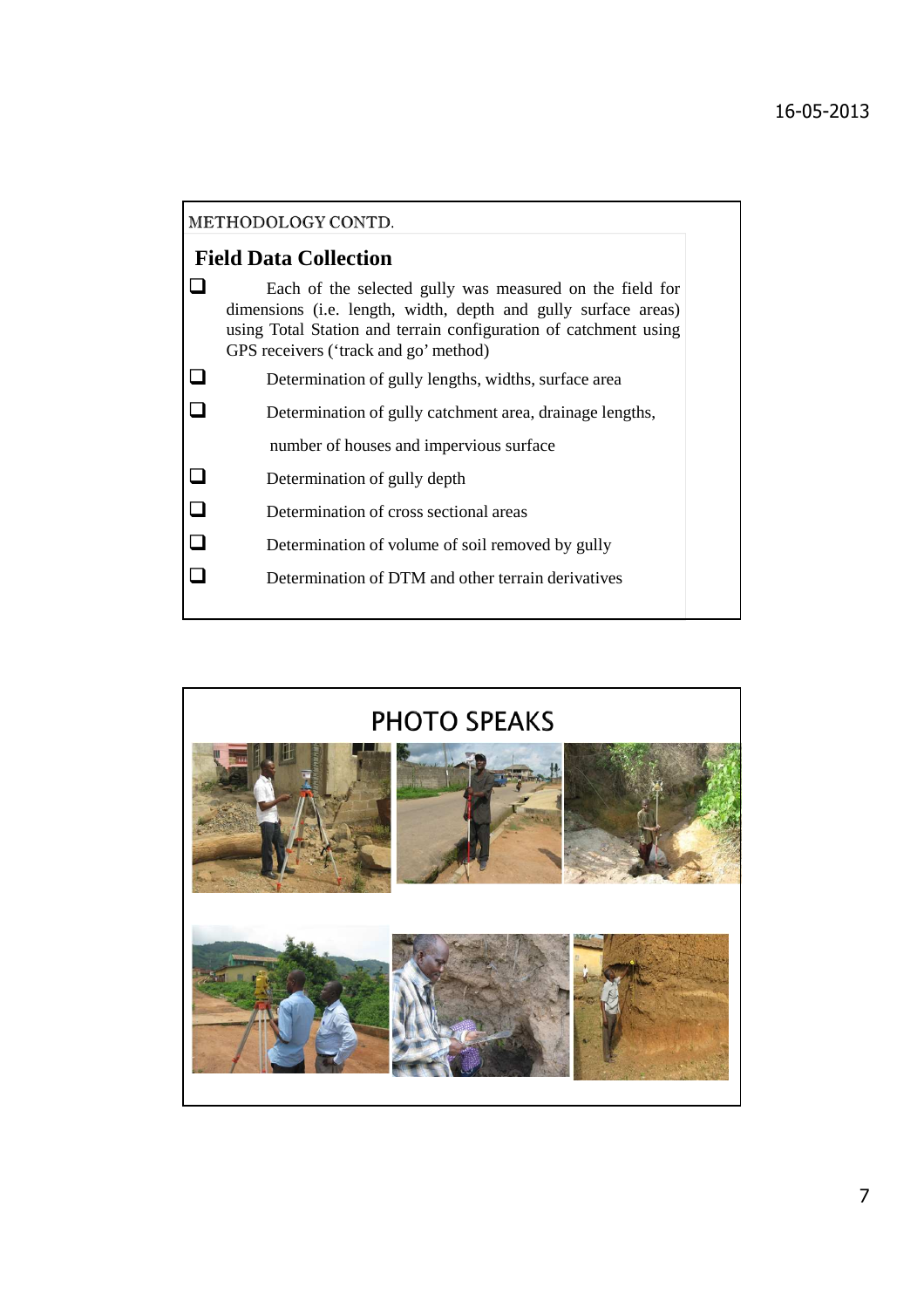METHODOLOGY CONTD.

## Field Data Collection

- Each of the selected gully was measured on the field for dimensions (i.e. length, width, depth and gully surface areas) using Total Station and terrain configuration of catchment using GPS receivers ('track and go' method)
- Determination of gully lengths, widths, surface area
- Determination of gully catchment area, drainage lengths, number of houses and impervious surface
- Determination of gully depth
- Determination of cross sectional areas
- Determination of volume of soil removed by gully
- Determination of DTM and other terrain derivatives

## PHOTO SPEAKS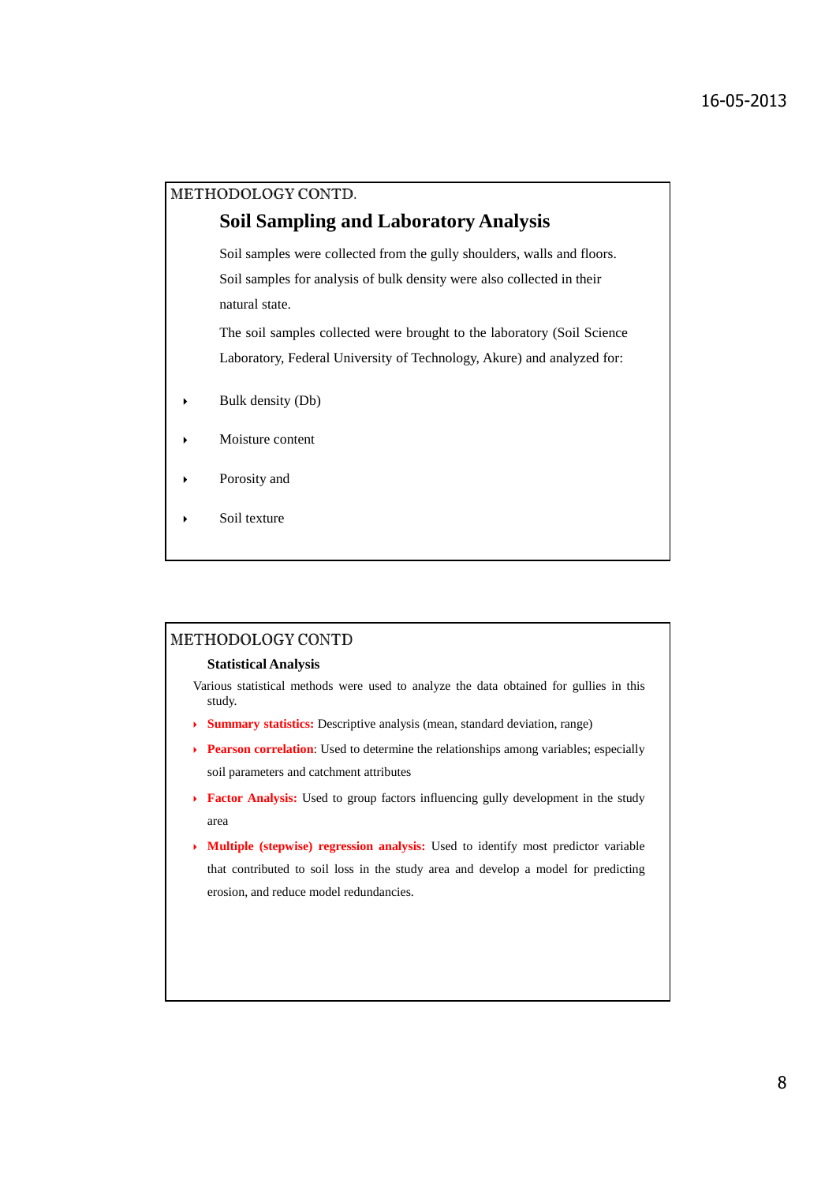## METHODOLOGY CONTD.

### Soil Sampling and Laboratory Analysis

Soil samples were collected from the gully shoulders, walls and floors. Soil samples for analysis of bulk density were also collected in their natural state.

The soil samples collected were brought to the laboratory (Soil Science Laboratory, Federal University of Technology, Akure) and analyzed for:

- Bulk density (Db)
- Moisture content
- Porosity and
- Soil texture

## METHODOLOGY CONTD

### Statistical Analysis

Various statistical methods were used to analyze the data obtained for gullies in this study.

- **Summary statistics:** Descriptive analysis (mean, standard deviation, range)
- **Pearson correlation**: Used to determine the relationships among variables; especially soil parameters and catchment attributes
- **Factor Analysis:** Used to group factors influencing gully development in the study area
- **Multiple (stepwise) regression analysis:** Used to identify most predictor variable that contributed to soil loss in the study area and develop a model for predicting erosion, and reduce model redundancies.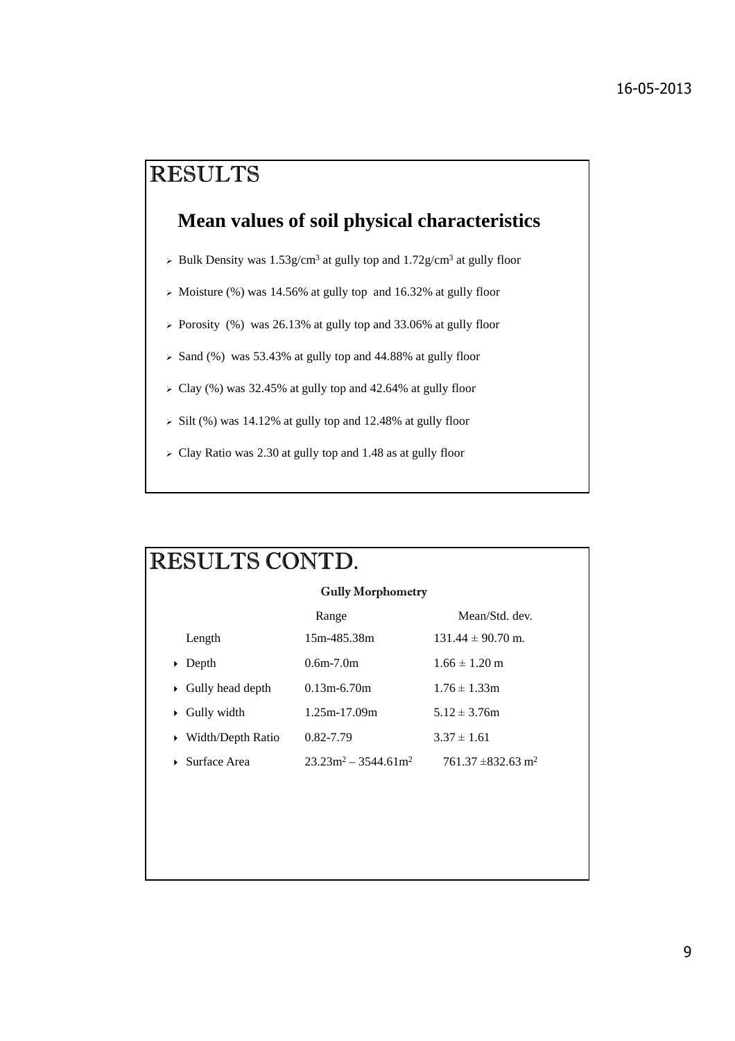# RESULTS

## Mean values of soil physical characteristics

- Bulk Density was 1.53g/cm$^3$ at gully top and 1.72g/cm$^3$ at gully floor
- Moisture (%) was 14.56% at gully top and 16.32% at gully floor
- Porosity (%) was 26.13% at gully top and 33.06% at gully floor
- Sand (%) was 53.43% at gully top and 44.88% at gully floor
- Clay (%) was 32.45% at gully top and 42.64% at gully floor
- Silt (%) was 14.12% at gully top and 12.48% at gully floor
- Clay Ratio was 2.30 at gully top and 1.48 as at gully floor

# RESULTS CONTD.

**Gully Morphometry**

| | Range | Mean/Std. dev. |
|---|---|---|
| Length | 15m-485.38m | 131.44 ± 90.70 m. |
| Depth | 0.6m-7.0m | 1.66 ± 1.20 m |
| Gully head depth | 0.13m-6.70m | 1.76 ± 1.33m |
| Gully width | 1.25m-17.09m | 5.12 ± 3.76m |
| Width/Depth Ratio | 0.82-7.79 | 3.37 ± 1.61 |
| Surface Area | 23.23m$^2$ – 3544.61m$^2$ | 761.37 ±832.63 m$^2$ |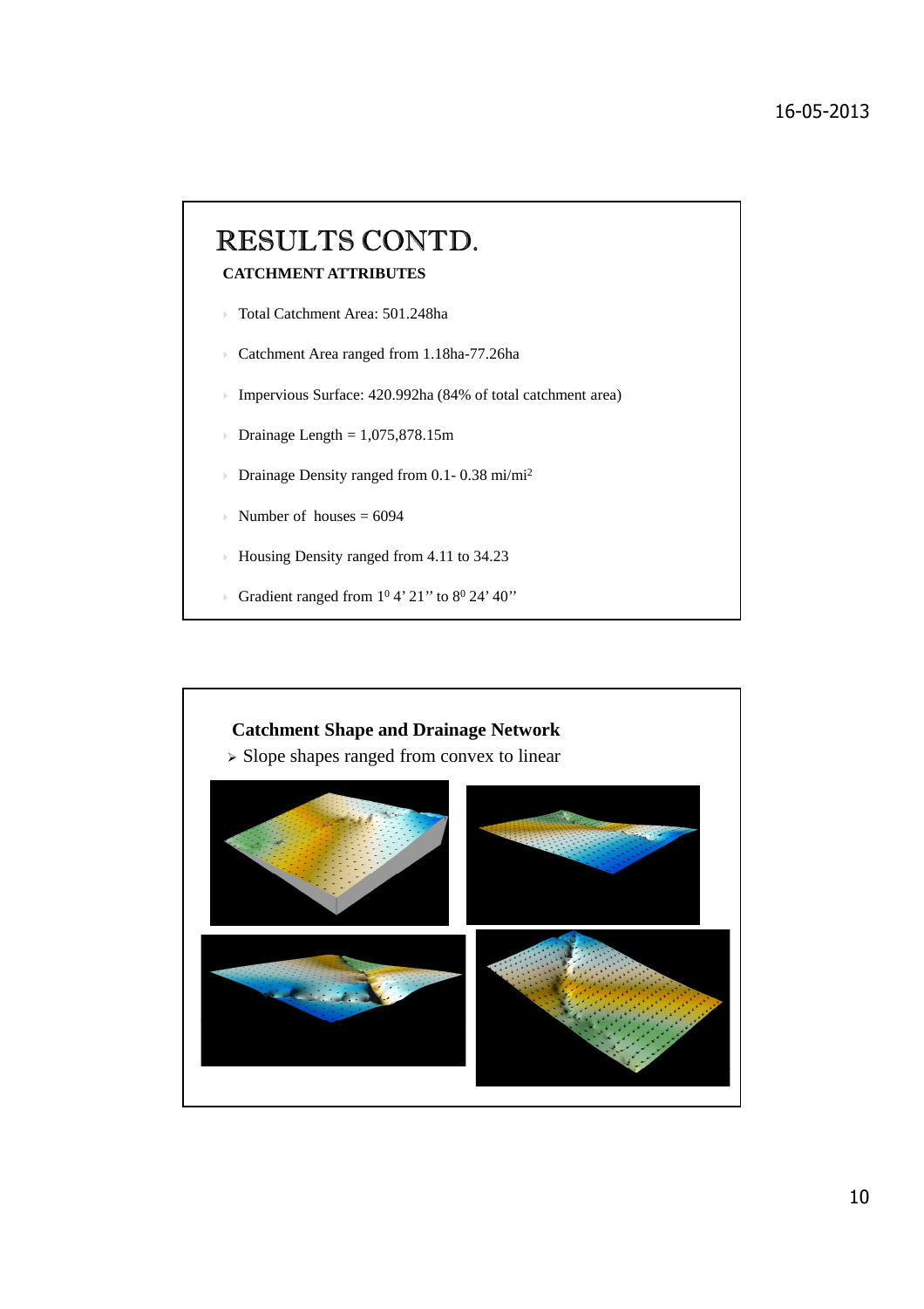# RESULTS CONTD.

**CATCHMENT ATTRIBUTES**

- Total Catchment Area: 501.248ha
- Catchment Area ranged from 1.18ha-77.26ha
- Impervious Surface: 420.992ha (84% of total catchment area)
- Drainage Length = 1,075,878.15m
- Drainage Density ranged from 0.1- 0.38 mi/mi$^2$
- Number of houses = 6094
- Housing Density ranged from 4.11 to 34.23
- Gradient ranged from $1^0$ 4' 21'' to $8^0$ 24' 40''

**Catchment Shape and Drainage Network**

- Slope shapes ranged from convex to linear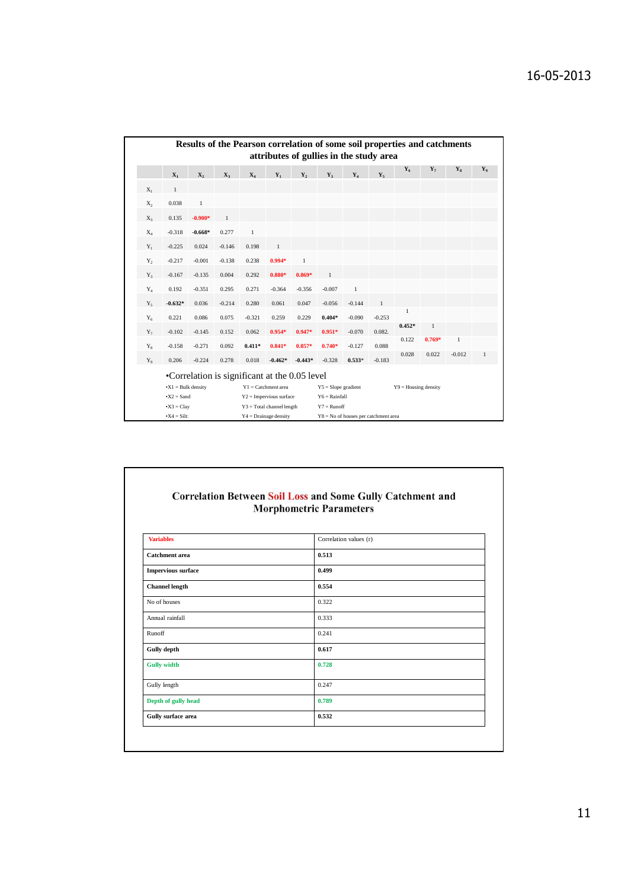## Results of the Pearson correlation of some soil properties and catchments attributes of gullies in the study area

| | $X_1$ | $X_2$ | $X_3$ | $X_4$ | $Y_1$ | $Y_2$ | $Y_3$ | $Y_4$ | $Y_5$ | $Y_6$ | $Y_7$ | $Y_8$ | $Y_9$ |
|---|---|---|---|---|---|---|---|---|---|---|---|---|---|
| $X_1$ | 1 | | | | | | | | | | | | |
| $X_2$ | 0.038 | 1 | | | | | | | | | | | |
| $X_3$ | 0.135 | **-0.900*** | 1 | | | | | | | | | | |
| $X_4$ | -0.318 | **-0.668*** | 0.277 | 1 | | | | | | | | | |
| $Y_1$ | -0.225 | 0.024 | -0.146 | 0.198 | 1 | | | | | | | | |
| $Y_2$ | -0.217 | -0.001 | -0.138 | 0.238 | **0.994*** | 1 | | | | | | | |
| $Y_3$ | -0.167 | -0.135 | 0.004 | 0.292 | **0.880*** | **0.869*** | 1 | | | | | | |
| $Y_4$ | 0.192 | -0.351 | 0.295 | 0.271 | -0.364 | -0.356 | -0.007 | 1 | | | | | |
| $Y_5$ | **-0.632*** | 0.036 | -0.214 | 0.280 | 0.061 | 0.047 | -0.056 | -0.144 | 1 | | | | |
| $Y_6$ | 0.221 | 0.086 | 0.075 | -0.321 | 0.259 | 0.229 | **0.404*** | -0.090 | -0.253 | 1 | | | |
| $Y_7$ | -0.102 | -0.145 | 0.152 | 0.062 | **0.954*** | **0.947*** | **0.951*** | -0.070 | 0.082. | **0.452*** | 1 | | |
| $Y_8$ | -0.158 | -0.271 | 0.092 | **0.411*** | **0.841*** | **0.857*** | **0.740*** | -0.127 | 0.088 | 0.122 | **0.769*** | 1 | |
| $Y_9$ | 0.206 | -0.224 | 0.278 | 0.018 | **-0.462*** | **-0.443*** | -0.328 | **0.533*** | -0.183 | 0.028 | 0.022 | -0.012 | 1 |

- *Correlation is significant at the 0.05 level

- X1 = Bulk density
- X2 = Sand
- X3 = Clay
- X4 = Silt:

Y1 = Catchment area
Y2 = Impervious surface
Y3 = Total channel length
Y4 = Drainage density
Y5 = Slope gradient
Y6 = Rainfall
Y7 = Runoff
Y8 = No of houses per catchment area
Y9 = Housing density

## Correlation Between Soil Loss and Some Gully Catchment and Morphometric Parameters

| **Variables** | Correlation values (r) |
|---|---|
| **Catchment area** | **0.513** |
| **Impervious surface** | **0.499** |
| **Channel length** | **0.554** |
| No of houses | 0.322 |
| Annual rainfall | 0.333 |
| Runoff | 0.241 |
| **Gully depth** | **0.617** |
| **Gully width** | **0.728** |
| Gully length | 0.247 |
| **Depth of gully head** | **0.789** |
| **Gully surface area** | **0.532** |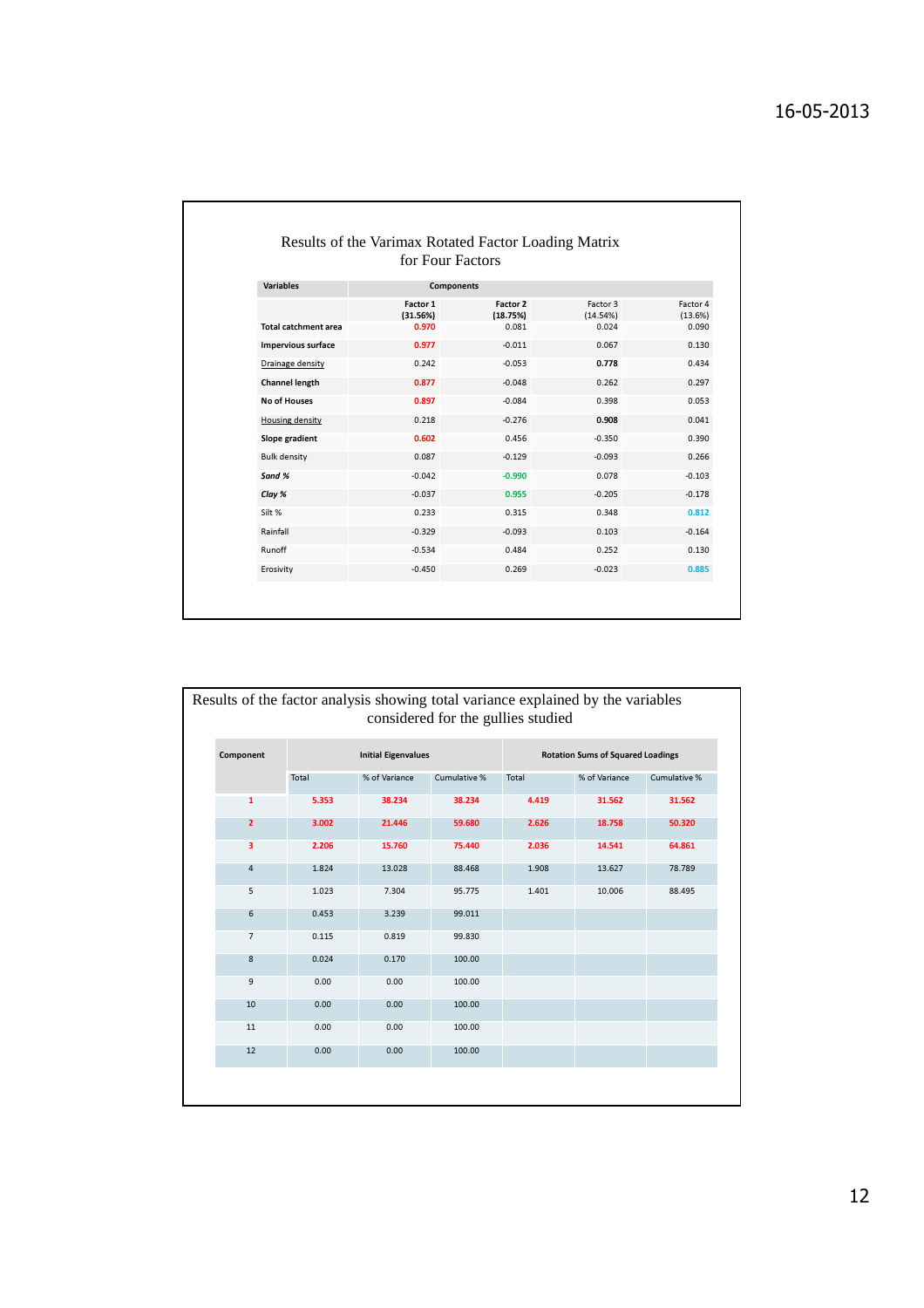Results of the Varimax Rotated Factor Loading Matrix for Four Factors

| Variables | Components | | | |
|---|---|---|---|---|
| | Factor 1 (31.56%) | Factor 2 (18.75%) | Factor 3 (14.54%) | Factor 4 (13.6%) |
| **Total catchment area** | 0.970 | 0.081 | 0.024 | 0.090 |
| **Impervious surface** | 0.977 | -0.011 | 0.067 | 0.130 |
| Drainage density | 0.242 | -0.053 | **0.778** | 0.434 |
| **Channel length** | 0.877 | -0.048 | 0.262 | 0.297 |
| **No of Houses** | 0.897 | -0.084 | 0.398 | 0.053 |
| Housing density | 0.218 | -0.276 | **0.908** | 0.041 |
| **Slope gradient** | 0.602 | 0.456 | -0.350 | 0.390 |
| Bulk density | 0.087 | -0.129 | -0.093 | 0.266 |
| ***Sand %*** | -0.042 | -0.990 | 0.078 | -0.103 |
| ***Clay %*** | -0.037 | 0.955 | -0.205 | -0.178 |
| Silt % | 0.233 | 0.315 | 0.348 | 0.812 |
| Rainfall | -0.329 | -0.093 | 0.103 | -0.164 |
| Runoff | -0.534 | 0.484 | 0.252 | 0.130 |
| Erosivity | -0.450 | 0.269 | -0.023 | 0.885 |

Results of the factor analysis showing total variance explained by the variables considered for the gullies studied

| Component | Initial Eigenvalues | | | Rotation Sums of Squared Loadings | | |
|---|---|---|---|---|---|---|
| | Total | % of Variance | Cumulative % | Total | % of Variance | Cumulative % |
| **1** | **5.353** | **38.234** | **38.234** | **4.419** | **31.562** | **31.562** |
| **2** | **3.002** | **21.446** | **59.680** | **2.626** | **18.758** | **50.320** |
| **3** | **2.206** | **15.760** | **75.440** | **2.036** | **14.541** | **64.861** |
| 4 | 1.824 | 13.028 | 88.468 | 1.908 | 13.627 | 78.789 |
| 5 | 1.023 | 7.304 | 95.775 | 1.401 | 10.006 | 88.495 |
| 6 | 0.453 | 3.239 | 99.011 | | | |
| 7 | 0.115 | 0.819 | 99.830 | | | |
| 8 | 0.024 | 0.170 | 100.00 | | | |
| 9 | 0.00 | 0.00 | 100.00 | | | |
| 10 | 0.00 | 0.00 | 100.00 | | | |
| 11 | 0.00 | 0.00 | 100.00 | | | |
| 12 | 0.00 | 0.00 | 100.00 | | | |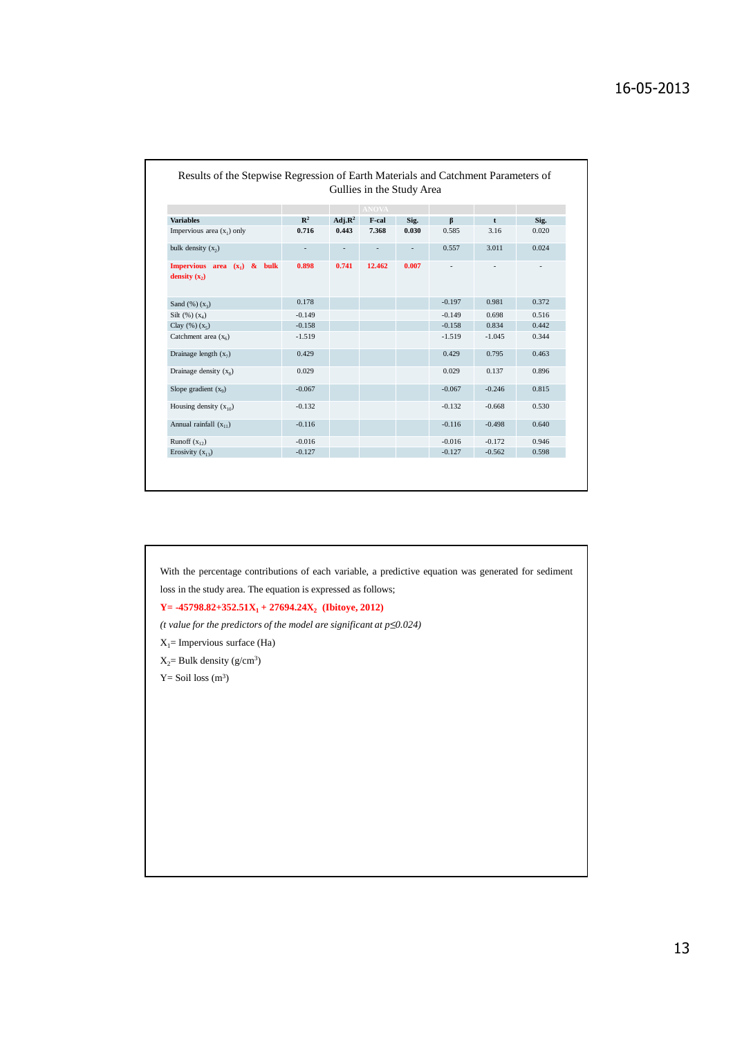Results of the Stepwise Regression of Earth Materials and Catchment Parameters of Gullies in the Study Area

| | | ANOVA | | | | | |
|---|---|---|---|---|---|---|---|
| **Variables** | **$R^2$** | **Adj.$R^2$** | **F-cal** | **Sig.** | **β** | **t** | **Sig.** |
| Impervious area ($x_1$) only | **0.716** | **0.443** | **7.368** | **0.030** | 0.585 | 3.16 | 0.020 |
| bulk density ($x_2$) | - | - | - | - | 0.557 | 3.011 | 0.024 |
| **Impervious area ($x_1$) & bulk density ($x_2$)** | **0.898** | **0.741** | **12.462** | **0.007** | - | - | - |
| Sand (%) ($x_3$) | 0.178 | | | | -0.197 | 0.981 | 0.372 |
| Silt (%) ($x_4$) | -0.149 | | | | -0.149 | 0.698 | 0.516 |
| Clay (%) ($x_5$) | -0.158 | | | | -0.158 | 0.834 | 0.442 |
| Catchment area ($x_6$) | -1.519 | | | | -1.519 | -1.045 | 0.344 |
| Drainage length ($x_7$) | 0.429 | | | | 0.429 | 0.795 | 0.463 |
| Drainage density ($x_8$) | 0.029 | | | | 0.029 | 0.137 | 0.896 |
| Slope gradient ($x_9$) | -0.067 | | | | -0.067 | -0.246 | 0.815 |
| Housing density ($x_{10}$) | -0.132 | | | | -0.132 | -0.668 | 0.530 |
| Annual rainfall ($x_{11}$) | -0.116 | | | | -0.116 | -0.498 | 0.640 |
| Runoff ($x_{12}$) | -0.016 | | | | -0.016 | -0.172 | 0.946 |
| Erosivity ($x_{13}$) | -0.127 | | | | -0.127 | -0.562 | 0.598 |

With the percentage contributions of each variable, a predictive equation was generated for sediment loss in the study area. The equation is expressed as follows;

**$Y = -45798.82 + 352.51X_1 + 27694.24X_2$ (Ibitoye, 2012)**

*(t value for the predictors of the model are significant at $p \leq 0.024$)*

$X_1$ = Impervious surface (Ha)

$X_2$ = Bulk density ($g/cm^3$)

Y = Soil loss ($m^3$)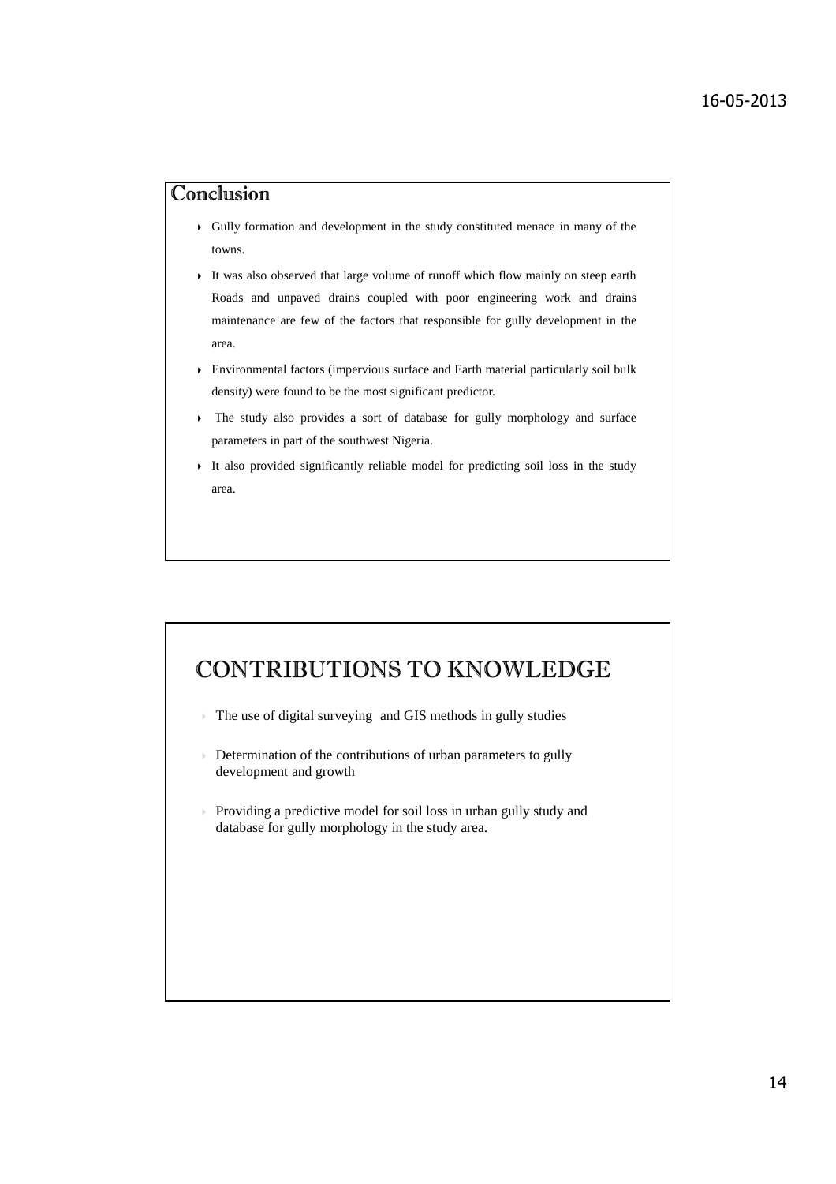## Conclusion

- Gully formation and development in the study constituted menace in many of the towns.
- It was also observed that large volume of runoff which flow mainly on steep earth Roads and unpaved drains coupled with poor engineering work and drains maintenance are few of the factors that responsible for gully development in the area.
- Environmental factors (impervious surface and Earth material particularly soil bulk density) were found to be the most significant predictor.
- The study also provides a sort of database for gully morphology and surface parameters in part of the southwest Nigeria.
- It also provided significantly reliable model for predicting soil loss in the study area.

## CONTRIBUTIONS TO KNOWLEDGE

- The use of digital surveying and GIS methods in gully studies
- Determination of the contributions of urban parameters to gully development and growth
- Providing a predictive model for soil loss in urban gully study and database for gully morphology in the study area.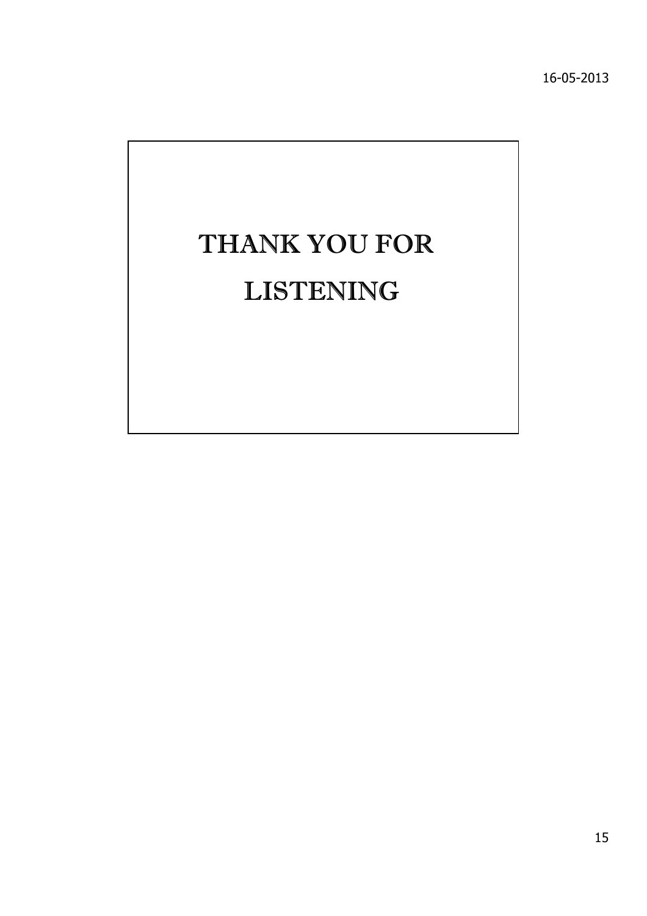# THANK YOU FOR LISTENING